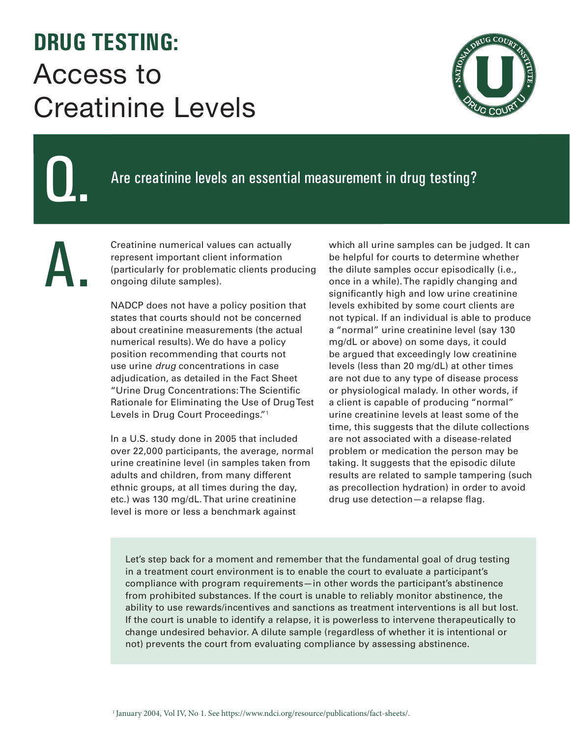# DRUG TESTING: Access to Creatinine Levels

## Q. Are creatinine levels an essential measurement in drug testing?

**A.** Creatinine numerical values can actually represent important client information (particularly for problematic clients producing ongoing dilute samples).

NADCP does not have a policy position that states that courts should not be concerned about creatinine measurements (the actual numerical results). We do have a policy position recommending that courts not use urine *drug* concentrations in case adjudication, as detailed in the Fact Sheet "Urine Drug Concentrations: The Scientific Rationale for Eliminating the Use of Drug Test Levels in Drug Court Proceedings."[1]

In a U.S. study done in 2005 that included over 22,000 participants, the average, normal urine creatinine level (in samples taken from adults and children, from many different ethnic groups, at all times during the day, etc.) was 130 mg/dL. That urine creatinine level is more or less a benchmark against which all urine samples can be judged. It can be helpful for courts to determine whether the dilute samples occur episodically (i.e., once in a while). The rapidly changing and significantly high and low urine creatinine levels exhibited by some court clients are not typical. If an individual is able to produce a "normal" urine creatinine level (say 130 mg/dL or above) on some days, it could be argued that exceedingly low creatinine levels (less than 20 mg/dL) at other times are not due to any type of disease process or physiological malady. In other words, if a client is capable of producing "normal" urine creatinine levels at least some of the time, this suggests that the dilute collections are not associated with a disease-related problem or medication the person may be taking. It suggests that the episodic dilute results are related to sample tampering (such as precollection hydration) in order to avoid drug use detection—a relapse flag.

> Let's step back for a moment and remember that the fundamental goal of drug testing in a treatment court environment is to enable the court to evaluate a participant's compliance with program requirements—in other words the participant's abstinence from prohibited substances. If the court is unable to reliably monitor abstinence, the ability to use rewards/incentives and sanctions as treatment interventions is all but lost. If the court is unable to identify a relapse, it is powerless to intervene therapeutically to change undesired behavior. A dilute sample (regardless of whether it is intentional or not) prevents the court from evaluating compliance by assessing abstinence.

[1] January 2004, Vol IV, No 1. See https://www.ndci.org/resource/publications/fact-sheets/.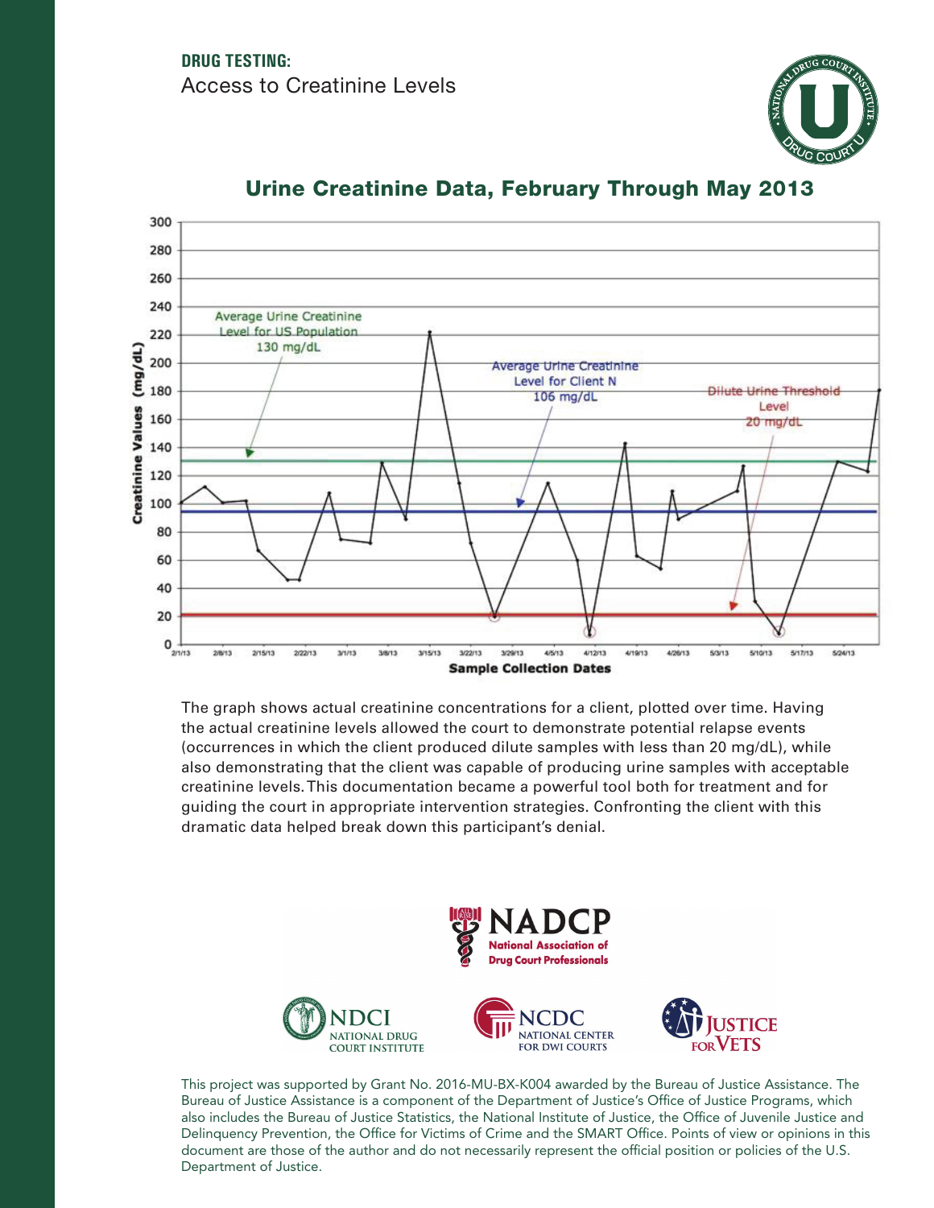**DRUG TESTING:**
Access to Creatinine Levels

## Urine Creatinine Data, February Through May 2013

Average Urine Creatinine Level for US Population 130 mg/dL

Average Urine Creatinine Level for Client N 106 mg/dL

Dilute Urine Threshold Level 20 mg/dL

Creatinine Values (mg/dL)

300
280
260
240
220
200
180
160
140
120
100
80
60
40
20
0

2/1/13 2/8/13 2/15/13 2/22/13 3/1/13 3/8/13 3/15/13 3/22/13 3/29/13 4/5/13 4/12/13 4/19/13 4/26/13 5/3/13 5/10/13 5/17/13 5/24/13

Sample Collection Dates

The graph shows actual creatinine concentrations for a client, plotted over time. Having the actual creatinine levels allowed the court to demonstrate potential relapse events (occurrences in which the client produced dilute samples with less than 20 mg/dL), while also demonstrating that the client was capable of producing urine samples with acceptable creatinine levels. This documentation became a powerful tool both for treatment and for guiding the court in appropriate intervention strategies. Confronting the client with this dramatic data helped break down this participant's denial.

NADCP
National Association of Drug Court Professionals

NDCI
NATIONAL DRUG COURT INSTITUTE

NCDC
NATIONAL CENTER FOR DWI COURTS

JUSTICE FOR VETS

This project was supported by Grant No. 2016-MU-BX-K004 awarded by the Bureau of Justice Assistance. The Bureau of Justice Assistance is a component of the Department of Justice's Office of Justice Programs, which also includes the Bureau of Justice Statistics, the National Institute of Justice, the Office of Juvenile Justice and Delinquency Prevention, the Office for Victims of Crime and the SMART Office. Points of view or opinions in this document are those of the author and do not necessarily represent the official position or policies of the U.S. Department of Justice.